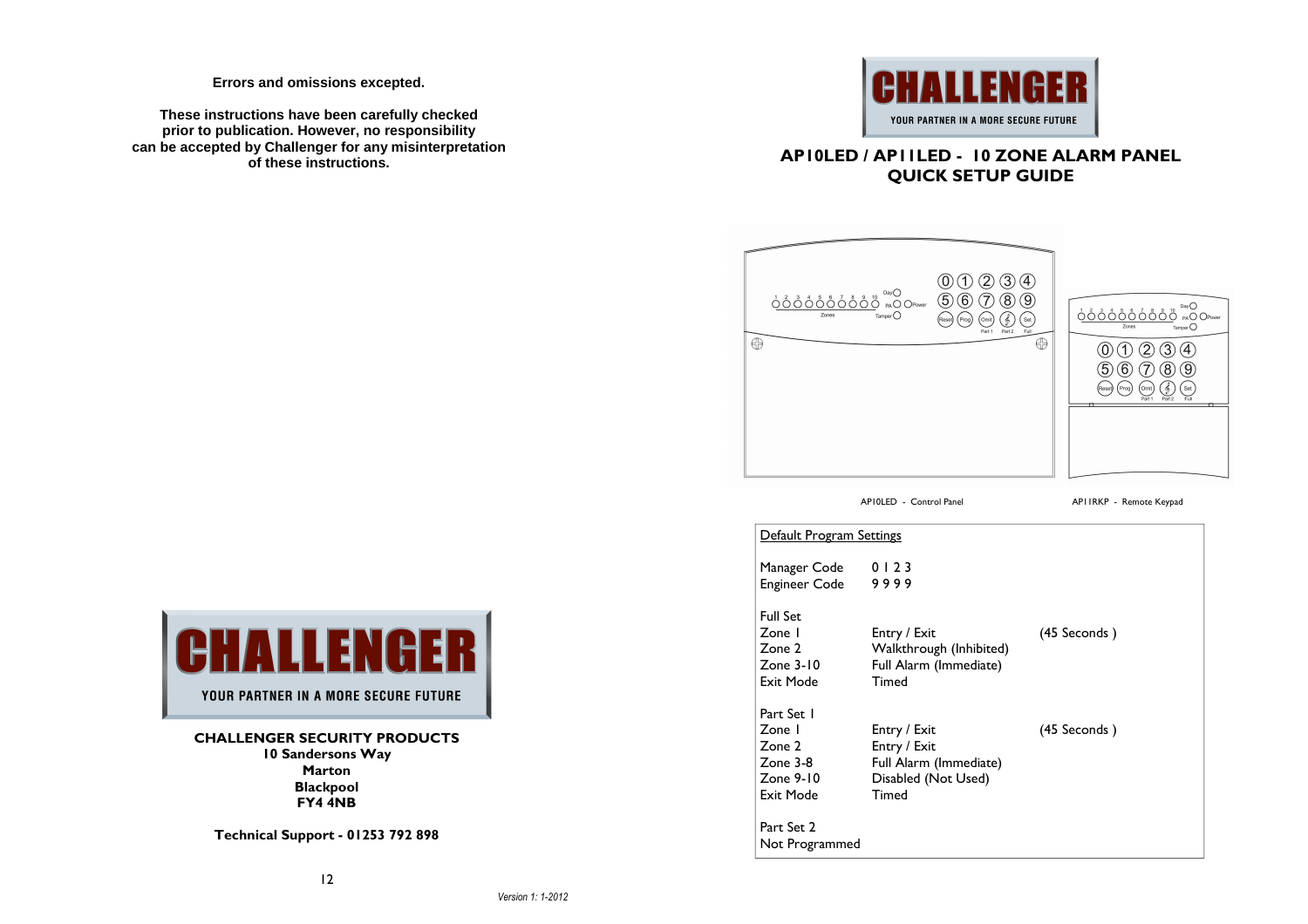**Errors and omissions excepted.**

**These instructions have been carefully checked prior to publication. However, no responsibility can be accepted by Challenger for any misinterpretation of these instructions.**

**CHALLENGER**

**YOUR PARTNER IN A MORE SECURE FUTURE**

**CHALLENGER SECURITY PRODUCTS**
**10 Sandersons Way**
**Marton**
**Blackpool**
**FY4 4NB**

**Technical Support - 01253 792 898**

*Version 1: 1-2012*

**CHALLENGER**

**YOUR PARTNER IN A MORE SECURE FUTURE**

# AP10LED / AP11LED - 10 ZONE ALARM PANEL QUICK SETUP GUIDE

AP10LED - Control Panel

AP11RKP - Remote Keypad

<u>Default Program Settings</u>

| | | |
|---|---|---|
| Manager Code | 0 1 2 3 | |
| Engineer Code | 9 9 9 9 | |
| **Full Set** | | |
| Zone 1 | Entry / Exit | (45 Seconds ) |
| Zone 2 | Walkthrough (Inhibited) | |
| Zone 3-10 | Full Alarm (Immediate) | |
| Exit Mode | Timed | |
| **Part Set 1** | | |
| Zone 1 | Entry / Exit | (45 Seconds ) |
| Zone 2 | Entry / Exit | |
| Zone 3-8 | Full Alarm (Immediate) | |
| Zone 9-10 | Disabled (Not Used) | |
| Exit Mode | Timed | |
| **Part Set 2** | | |
| Not Programmed | | |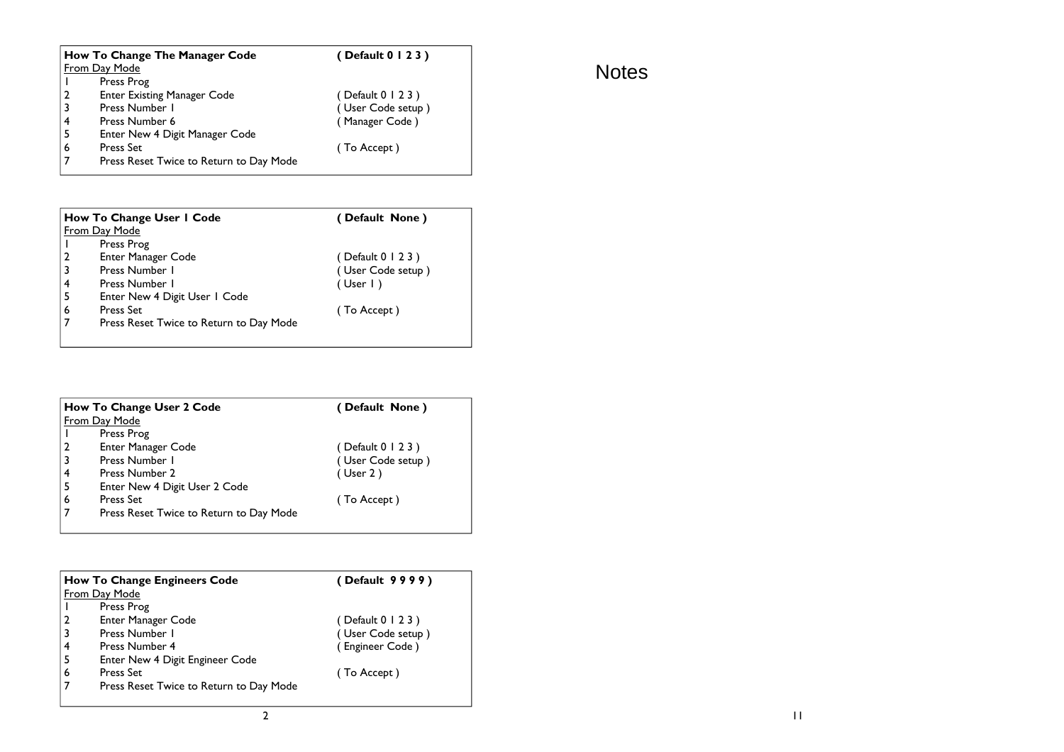| How To Change The Manager Code | | ( Default 0 1 2 3 ) |
|---|---|---|
| From Day Mode | | |
| 1 | Press Prog | |
| 2 | Enter Existing Manager Code | ( Default 0 1 2 3 ) |
| 3 | Press Number 1 | ( User Code setup ) |
| 4 | Press Number 6 | ( Manager Code ) |
| 5 | Enter New 4 Digit Manager Code | |
| 6 | Press Set | ( To Accept ) |
| 7 | Press Reset Twice to Return to Day Mode | |

| How To Change User 1 Code | | ( Default None ) |
|---|---|---|
| From Day Mode | | |
| 1 | Press Prog | |
| 2 | Enter Manager Code | ( Default 0 1 2 3 ) |
| 3 | Press Number 1 | ( User Code setup ) |
| 4 | Press Number 1 | ( User 1 ) |
| 5 | Enter New 4 Digit User 1 Code | |
| 6 | Press Set | ( To Accept ) |
| 7 | Press Reset Twice to Return to Day Mode | |

| How To Change User 2 Code | | ( Default None ) |
|---|---|---|
| From Day Mode | | |
| 1 | Press Prog | |
| 2 | Enter Manager Code | ( Default 0 1 2 3 ) |
| 3 | Press Number 1 | ( User Code setup ) |
| 4 | Press Number 2 | ( User 2 ) |
| 5 | Enter New 4 Digit User 2 Code | |
| 6 | Press Set | ( To Accept ) |
| 7 | Press Reset Twice to Return to Day Mode | |

| How To Change Engineers Code | | ( Default 9 9 9 9 ) |
|---|---|---|
| From Day Mode | | |
| 1 | Press Prog | |
| 2 | Enter Manager Code | ( Default 0 1 2 3 ) |
| 3 | Press Number 1 | ( User Code setup ) |
| 4 | Press Number 4 | ( Engineer Code ) |
| 5 | Enter New 4 Digit Engineer Code | |
| 6 | Press Set | ( To Accept ) |
| 7 | Press Reset Twice to Return to Day Mode | |

# Notes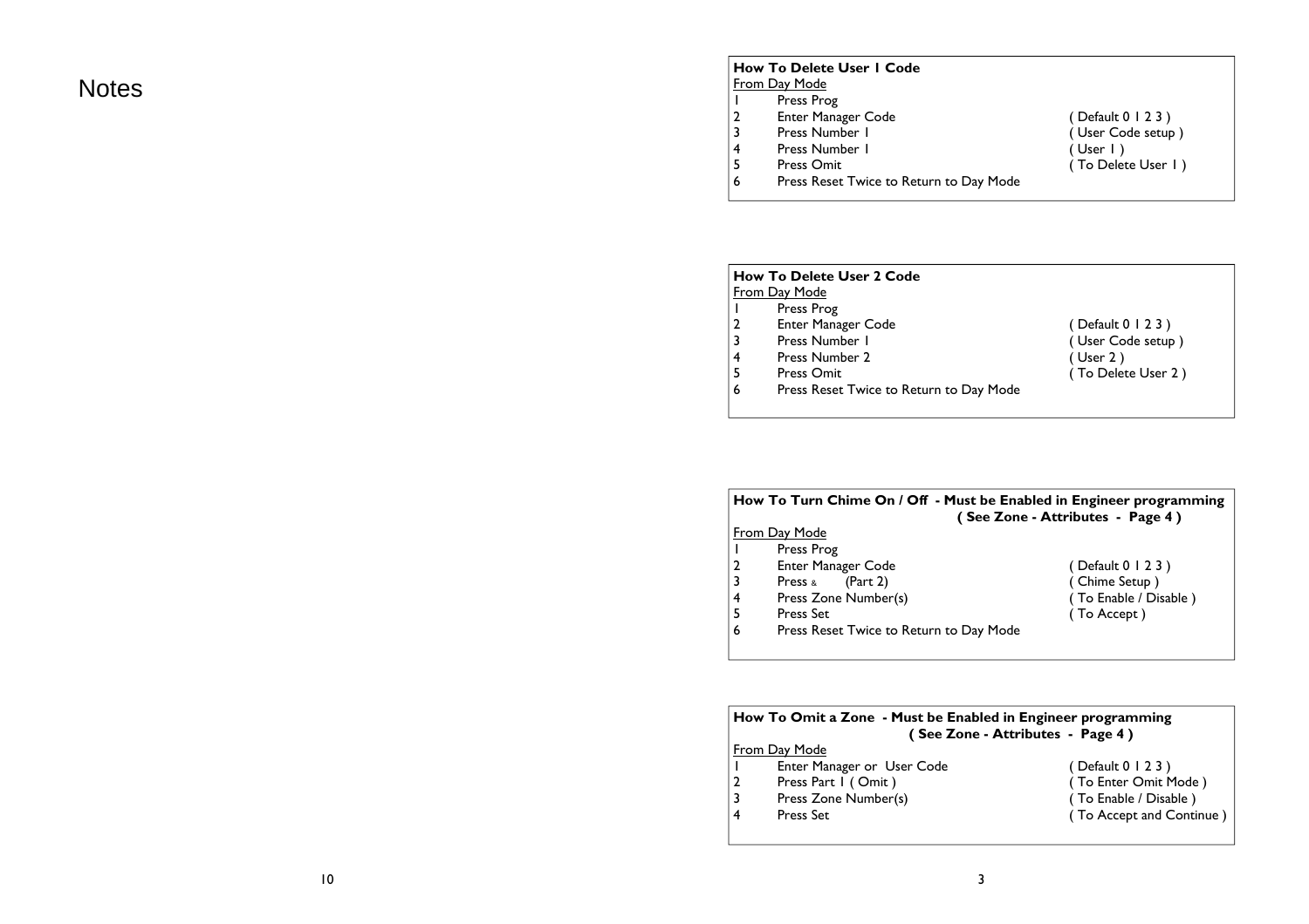# Notes

### How To Delete User 1 Code

From Day Mode

| | | |
|---|---|---|
| 1 | Press Prog | |
| 2 | Enter Manager Code | ( Default 0 1 2 3 ) |
| 3 | Press Number 1 | ( User Code setup ) |
| 4 | Press Number 1 | ( User 1 ) |
| 5 | Press Omit | ( To Delete User 1 ) |
| 6 | Press Reset Twice to Return to Day Mode | |

### How To Delete User 2 Code

From Day Mode

| | | |
|---|---|---|
| 1 | Press Prog | |
| 2 | Enter Manager Code | ( Default 0 1 2 3 ) |
| 3 | Press Number 1 | ( User Code setup ) |
| 4 | Press Number 2 | ( User 2 ) |
| 5 | Press Omit | ( To Delete User 2 ) |
| 6 | Press Reset Twice to Return to Day Mode | |

### How To Turn Chime On / Off - Must be Enabled in Engineer programming ( See Zone - Attributes - Page 4 )

From Day Mode

| | | |
|---|---|---|
| 1 | Press Prog | |
| 2 | Enter Manager Code | ( Default 0 1 2 3 ) |
| 3 | Press & (Part 2) | ( Chime Setup ) |
| 4 | Press Zone Number(s) | ( To Enable / Disable ) |
| 5 | Press Set | ( To Accept ) |
| 6 | Press Reset Twice to Return to Day Mode | |

### How To Omit a Zone - Must be Enabled in Engineer programming ( See Zone - Attributes - Page 4 )

From Day Mode

| | | |
|---|---|---|
| 1 | Enter Manager or User Code | ( Default 0 1 2 3 ) |
| 2 | Press Part 1 ( Omit ) | ( To Enter Omit Mode ) |
| 3 | Press Zone Number(s) | ( To Enable / Disable ) |
| 4 | Press Set | ( To Accept and Continue ) |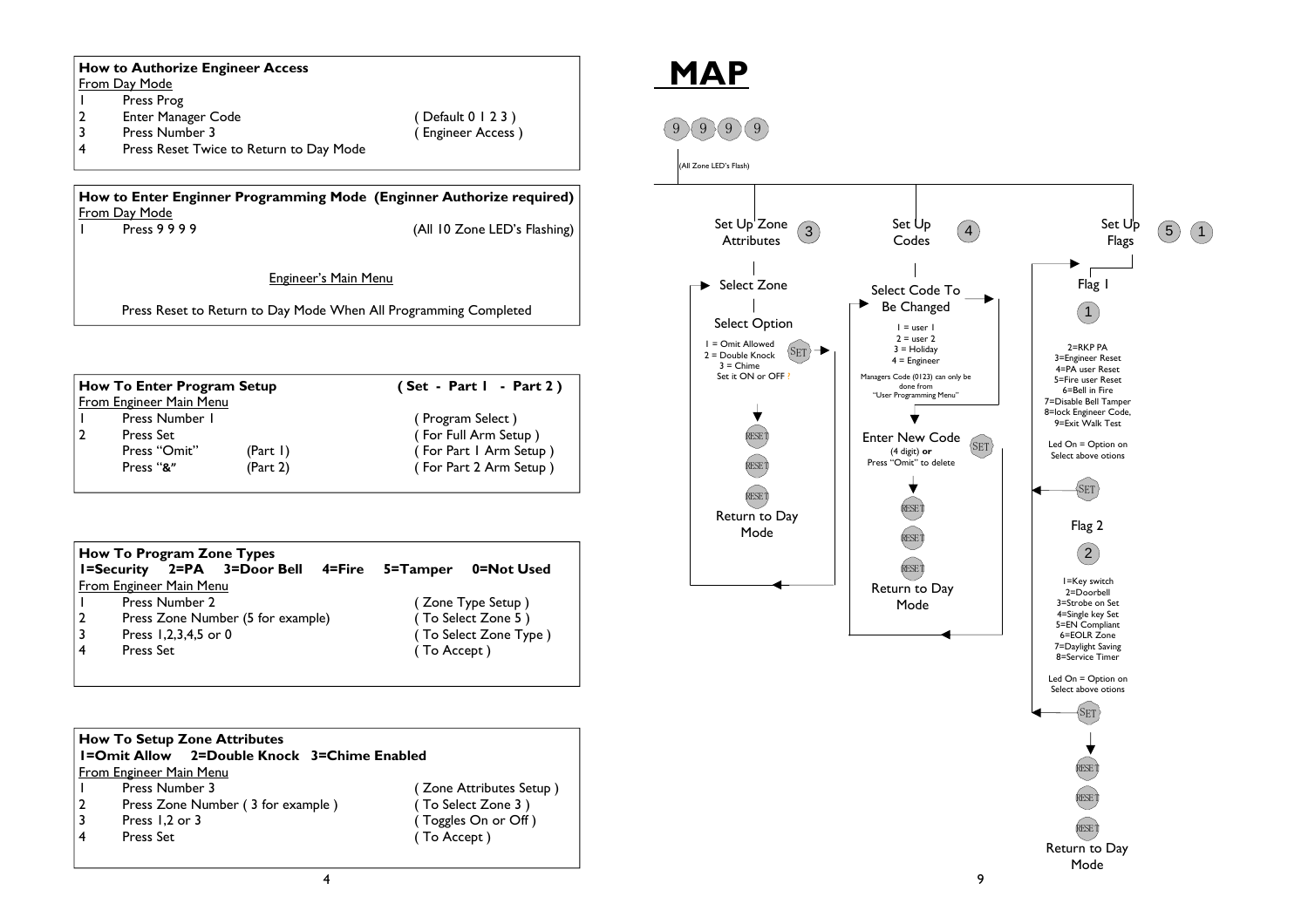**How to Authorize Engineer Access**

From Day Mode

| | | |
|---|---|---|
| 1 | Press Prog | |
| 2 | Enter Manager Code | ( Default 0 1 2 3 ) |
| 3 | Press Number 3 | ( Engineer Access ) |
| 4 | Press Reset Twice to Return to Day Mode | |

**How to Enter Enginner Programming Mode (Enginner Authorize required)**

From Day Mode

| | | |
|---|---|---|
| 1 | Press 9 9 9 9 | (All 10 Zone LED's Flashing) |

Engineer's Main Menu

Press Reset to Return to Day Mode When All Programming Completed

**How To Enter Program Setup** **( Set - Part 1 - Part 2 )**

From Engineer Main Menu

| | | | |
|---|---|---|---|
| 1 | Press Number 1 | | ( Program Select ) |
| 2 | Press Set | | ( For Full Arm Setup ) |
| | Press "Omit" | (Part 1) | ( For Part 1 Arm Setup ) |
| | Press "**&**" | (Part 2) | ( For Part 2 Arm Setup ) |

**How To Program Zone Types**

**1=Security 2=PA 3=Door Bell 4=Fire 5=Tamper 0=Not Used**

From Engineer Main Menu

| | | |
|---|---|---|
| 1 | Press Number 2 | ( Zone Type Setup ) |
| 2 | Press Zone Number (5 for example) | ( To Select Zone 5 ) |
| 3 | Press 1,2,3,4,5 or 0 | ( To Select Zone Type ) |
| 4 | Press Set | ( To Accept ) |

**How To Setup Zone Attributes**

**1=Omit Allow 2=Double Knock 3=Chime Enabled**

From Engineer Main Menu

| | | |
|---|---|---|
| 1 | Press Number 3 | ( Zone Attributes Setup ) |
| 2 | Press Zone Number ( 3 for example ) | ( To Select Zone 3 ) |
| 3 | Press 1,2 or 3 | ( Toggles On or Off ) |
| 4 | Press Set | ( To Accept ) |

# MAP

9 9 9 9

(All Zone LED's Flash)

**Set Up Zone Attributes (3)**

- Select Zone
- Select Option
  - 1 = Omit Allowed
  - 2 = Double Knock
  - 3 = Chime
  - Set it ON or OFF !
  - SET → (back to Select Zone)
- RESET, RESET, RESET
- Return to Day Mode

**Set Up Codes (4)**

- Select Code To Be Changed
  - 1 = user 1
  - 2 = user 2
  - 3 = Holiday
  - 4 = Engineer
  - Managers Code (0123) can only be done from "User Programming Menu"
- Enter New Code (4 digit) **or** Press "Omit" to delete
  - SET → (back to Select Code To Be Changed)
- RESET, RESET, RESET
- Return to Day Mode

**Set Up Flags (5) (1)**

- Flag 1 (1)
  - 2=RKP PA
  - 3=Engineer Reset
  - 4=PA user Reset
  - 5=Fire user Reset
  - 6=Bell in Fire
  - 7=Disable Bell Tamper
  - 8=lock Engineer Code,
  - 9=Exit Walk Test
  - Led On = Option on
  - Select above otions
  - SET
- Flag 2 (2)
  - 1=Key switch
  - 2=Doorbell
  - 3=Strobe on Set
  - 4=Single key Set
  - 5=EN Compliant
  - 6=EOLR Zone
  - 7=Daylight Saving
  - 8=Service Timer
  - Led On = Option on
  - Select above otions
  - SET
- RESET, RESET, RESET
- Return to Day Mode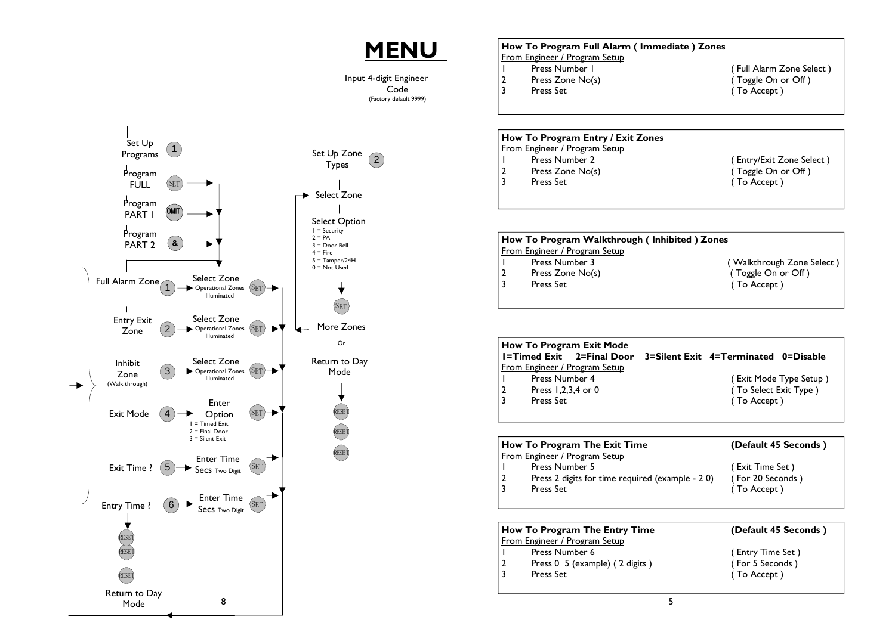# MENU

Input 4-digit Engineer Code
(Factory default 9999)

Set Up Programs (1)

- Program FULL (SET)
- Program PART 1 (OMIT)
- Program PART 2 (&)

| Option | Key | Action | Confirm |
|---|---|---|---|
| Full Alarm Zone | 1 | Select Zone – Operational Zones Illuminated | SET |
| Entry Exit Zone | 2 | Select Zone – Operational Zones Illuminated | SET |
| Inhibit Zone (Walk through) | 3 | Select Zone – Operational Zones Illuminated | SET |
| Exit Mode | 4 | Enter Option: 1 = Timed Exit, 2 = Final Door, 3 = Silent Exit | SET |
| Exit Time ? | 5 | Enter Time Secs Two Digit | SET |
| Entry Time ? | 6 | Enter Time Secs Two Digit | SET |

RESET RESET RESET

Return to Day Mode

Set Up Zone Types (2)

Select Zone

Select Option
1 = Security
2 = PA
3 = Door Bell
4 = Fire
5 = Tamper/24H
0 = Not Used

SET

More Zones

Or

Return to Day Mode

RESET RESET RESET

## How To Program Full Alarm ( Immediate ) Zones

From Engineer / Program Setup

| | | |
|---|---|---|
| 1 | Press Number 1 | ( Full Alarm Zone Select ) |
| 2 | Press Zone No(s) | ( Toggle On or Off ) |
| 3 | Press Set | ( To Accept ) |

## How To Program Entry / Exit Zones

From Engineer / Program Setup

| | | |
|---|---|---|
| 1 | Press Number 2 | ( Entry/Exit Zone Select ) |
| 2 | Press Zone No(s) | ( Toggle On or Off ) |
| 3 | Press Set | ( To Accept ) |

## How To Program Walkthrough ( Inhibited ) Zones

From Engineer / Program Setup

| | | |
|---|---|---|
| 1 | Press Number 3 | ( Walkthrough Zone Select ) |
| 2 | Press Zone No(s) | ( Toggle On or Off ) |
| 3 | Press Set | ( To Accept ) |

## How To Program Exit Mode

**1=Timed Exit 2=Final Door 3=Silent Exit 4=Terminated 0=Disable**

From Engineer / Program Setup

| | | |
|---|---|---|
| 1 | Press Number 4 | ( Exit Mode Type Setup ) |
| 2 | Press 1,2,3,4 or 0 | ( To Select Exit Type ) |
| 3 | Press Set | ( To Accept ) |

## How To Program The Exit Time (Default 45 Seconds )

From Engineer / Program Setup

| | | |
|---|---|---|
| 1 | Press Number 5 | ( Exit Time Set ) |
| 2 | Press 2 digits for time required (example - 2 0) | ( For 20 Seconds ) |
| 3 | Press Set | ( To Accept ) |

## How To Program The Entry Time (Default 45 Seconds )

From Engineer / Program Setup

| | | |
|---|---|---|
| 1 | Press Number 6 | ( Entry Time Set ) |
| 2 | Press 0 5 (example) ( 2 digits ) | ( For 5 Seconds ) |
| 3 | Press Set | ( To Accept ) |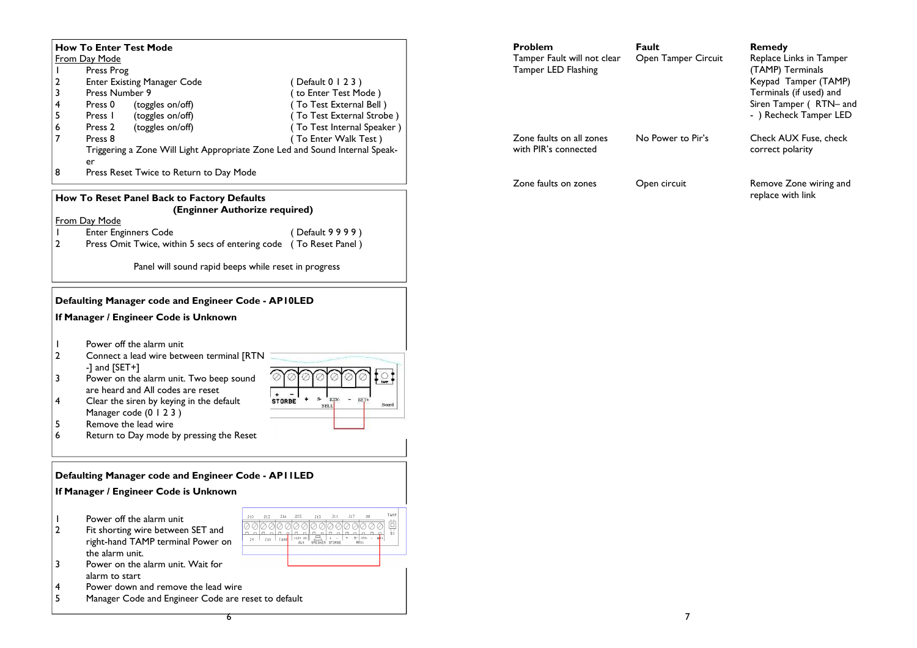## How To Enter Test Mode

From Day Mode

| | | |
|---|---|---|
| 1 | Press Prog | |
| 2 | Enter Existing Manager Code | ( Default 0 1 2 3 ) |
| 3 | Press Number 9 | ( to Enter Test Mode ) |
| 4 | Press 0 (toggles on/off) | ( To Test External Bell ) |
| 5 | Press 1 (toggles on/off) | ( To Test External Strobe ) |
| 6 | Press 2 (toggles on/off) | ( To Test Internal Speaker ) |
| 7 | Press 8 | ( To Enter Walk Test ) |
| | Triggering a Zone Will Light Appropriate Zone Led and Sound Internal Speaker | |
| 8 | Press Reset Twice to Return to Day Mode | |

## How To Reset Panel Back to Factory Defaults
**(Enginner Authorize required)**

From Day Mode

| | | |
|---|---|---|
| 1 | Enter Enginners Code | ( Default 9 9 9 9 ) |
| 2 | Press Omit Twice, within 5 secs of entering code | ( To Reset Panel ) |

Panel will sound rapid beeps while reset in progress

## Defaulting Manager code and Engineer Code - AP10LED

**If Manager / Engineer Code is Unknown**

1. Power off the alarm unit
2. Connect a lead wire between terminal [RTN -] and [SET+]
3. Power on the alarm unit. Two beep sound are heard and All codes are reset
4. Clear the siren by keying in the default Manager code (0 1 2 3 )
5. Remove the lead wire
6. Return to Day mode by pressing the Reset

STORBE + S- RTN- - SET+ BELL TAMP Board

## Defaulting Manager code and Engineer Code - AP11LED

**If Manager / Engineer Code is Unknown**

1. Power off the alarm unit
2. Fit shorting wire between SET and right-hand TAMP terminal Power on the alarm unit.
3. Power on the alarm unit. Wait for alarm to start
4. Power down and remove the lead wire
5. Manager Code and Engineer Code are reset to default

J10 J12 J16 J25 J13 J11 J17 J8 TAMP Z9 Z10 TAMP +12V 0V AUX SPEAKER STORBE + S- RTN- - SET+ BELL S1

| Problem | Fault | Remedy |
|---|---|---|
| Tamper Fault will not clear Tamper LED Flashing | Open Tamper Circuit | Replace Links in Tamper (TAMP) Terminals Keypad Tamper (TAMP) Terminals (if used) and Siren Tamper ( RTN– and - ) Recheck Tamper LED |
| Zone faults on all zones with PIR's connected | No Power to Pir's | Check AUX Fuse, check correct polarity |
| Zone faults on zones | Open circuit | Remove Zone wiring and replace with link |